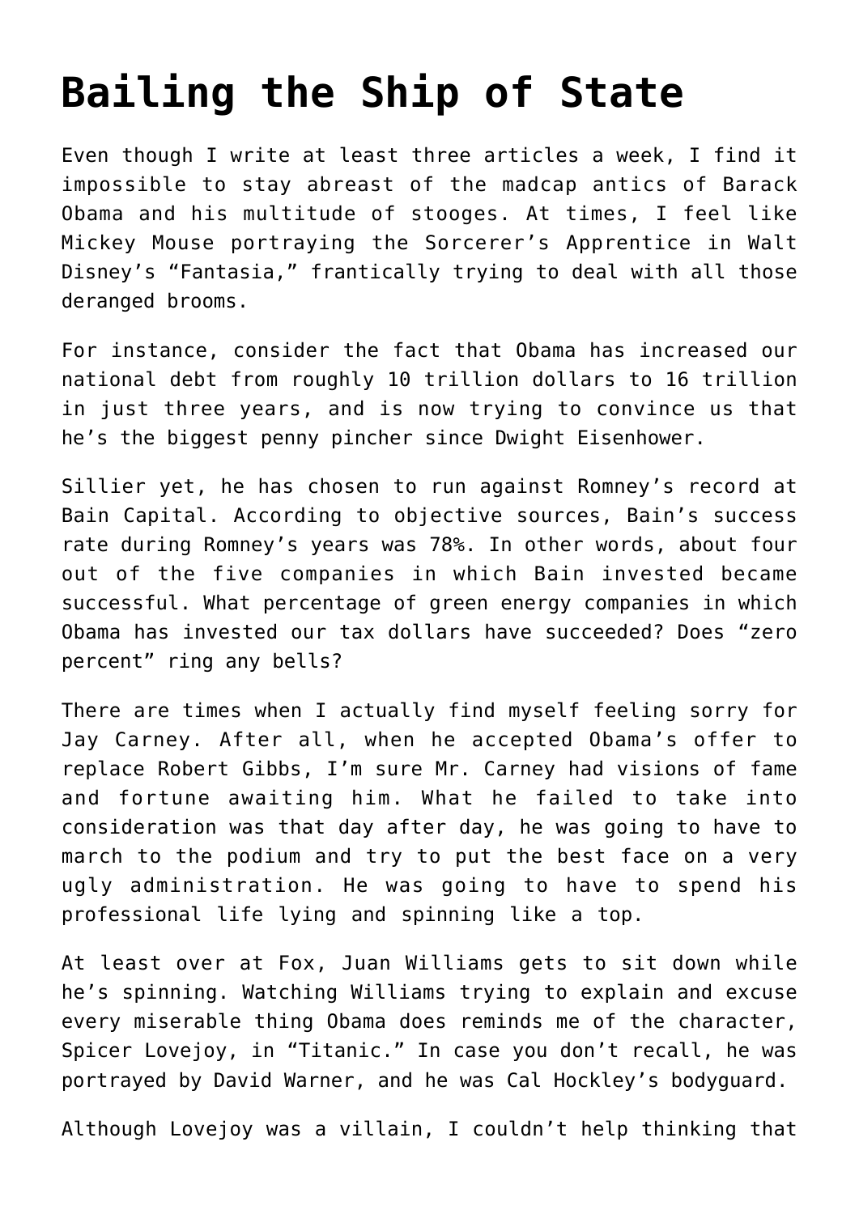# Bailing the Ship of State

Even though I write at least three articles a week, I find it impossible to stay abreast of the madcap antics of Barack Obama and his multitude of stooges. At times, I feel like Mickey Mouse portraying the Sorcerer's Apprentice in Walt Disney's "Fantasia," frantically trying to deal with all those deranged brooms.

For instance, consider the fact that Obama has increased our national debt from roughly 10 trillion dollars to 16 trillion in just three years, and is now trying to convince us that he's the biggest penny pincher since Dwight Eisenhower.

Sillier yet, he has chosen to run against Romney's record at Bain Capital. According to objective sources, Bain's success rate during Romney's years was 78%. In other words, about four out of the five companies in which Bain invested became successful. What percentage of green energy companies in which Obama has invested our tax dollars have succeeded? Does "zero percent" ring any bells?

There are times when I actually find myself feeling sorry for Jay Carney. After all, when he accepted Obama's offer to replace Robert Gibbs, I'm sure Mr. Carney had visions of fame and fortune awaiting him. What he failed to take into consideration was that day after day, he was going to have to march to the podium and try to put the best face on a very ugly administration. He was going to have to spend his professional life lying and spinning like a top.

At least over at Fox, Juan Williams gets to sit down while he's spinning. Watching Williams trying to explain and excuse every miserable thing Obama does reminds me of the character, Spicer Lovejoy, in "Titanic." In case you don't recall, he was portrayed by David Warner, and he was Cal Hockley's bodyguard.

Although Lovejoy was a villain, I couldn't help thinking that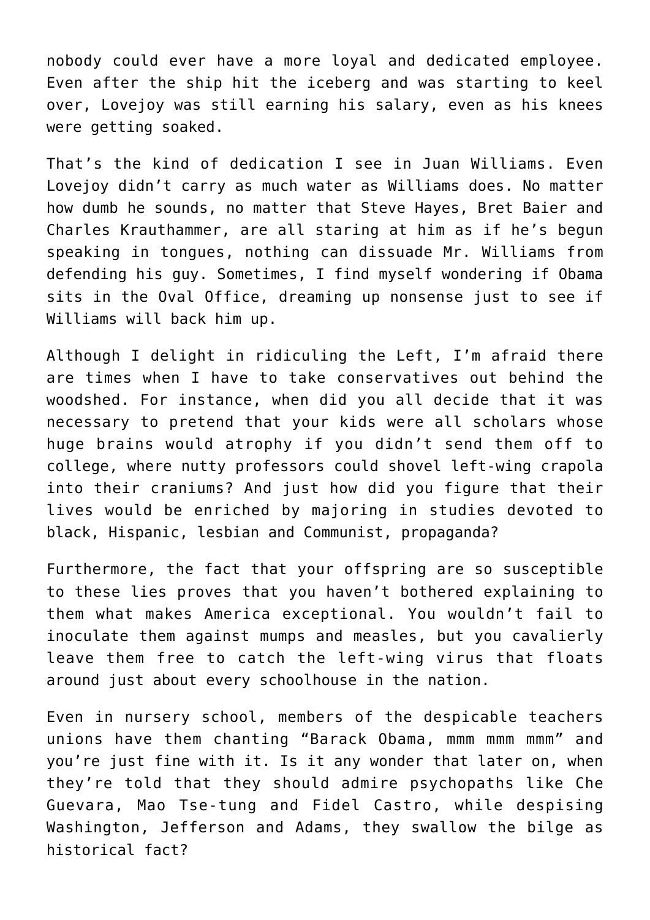nobody could ever have a more loyal and dedicated employee. Even after the ship hit the iceberg and was starting to keel over, Lovejoy was still earning his salary, even as his knees were getting soaked.

That's the kind of dedication I see in Juan Williams. Even Lovejoy didn't carry as much water as Williams does. No matter how dumb he sounds, no matter that Steve Hayes, Bret Baier and Charles Krauthammer, are all staring at him as if he's begun speaking in tongues, nothing can dissuade Mr. Williams from defending his guy. Sometimes, I find myself wondering if Obama sits in the Oval Office, dreaming up nonsense just to see if Williams will back him up.

Although I delight in ridiculing the Left, I'm afraid there are times when I have to take conservatives out behind the woodshed. For instance, when did you all decide that it was necessary to pretend that your kids were all scholars whose huge brains would atrophy if you didn't send them off to college, where nutty professors could shovel left-wing crapola into their craniums? And just how did you figure that their lives would be enriched by majoring in studies devoted to black, Hispanic, lesbian and Communist, propaganda?

Furthermore, the fact that your offspring are so susceptible to these lies proves that you haven't bothered explaining to them what makes America exceptional. You wouldn't fail to inoculate them against mumps and measles, but you cavalierly leave them free to catch the left-wing virus that floats around just about every schoolhouse in the nation.

Even in nursery school, members of the despicable teachers unions have them chanting "Barack Obama, mmm mmm mmm" and you're just fine with it. Is it any wonder that later on, when they're told that they should admire psychopaths like Che Guevara, Mao Tse-tung and Fidel Castro, while despising Washington, Jefferson and Adams, they swallow the bilge as historical fact?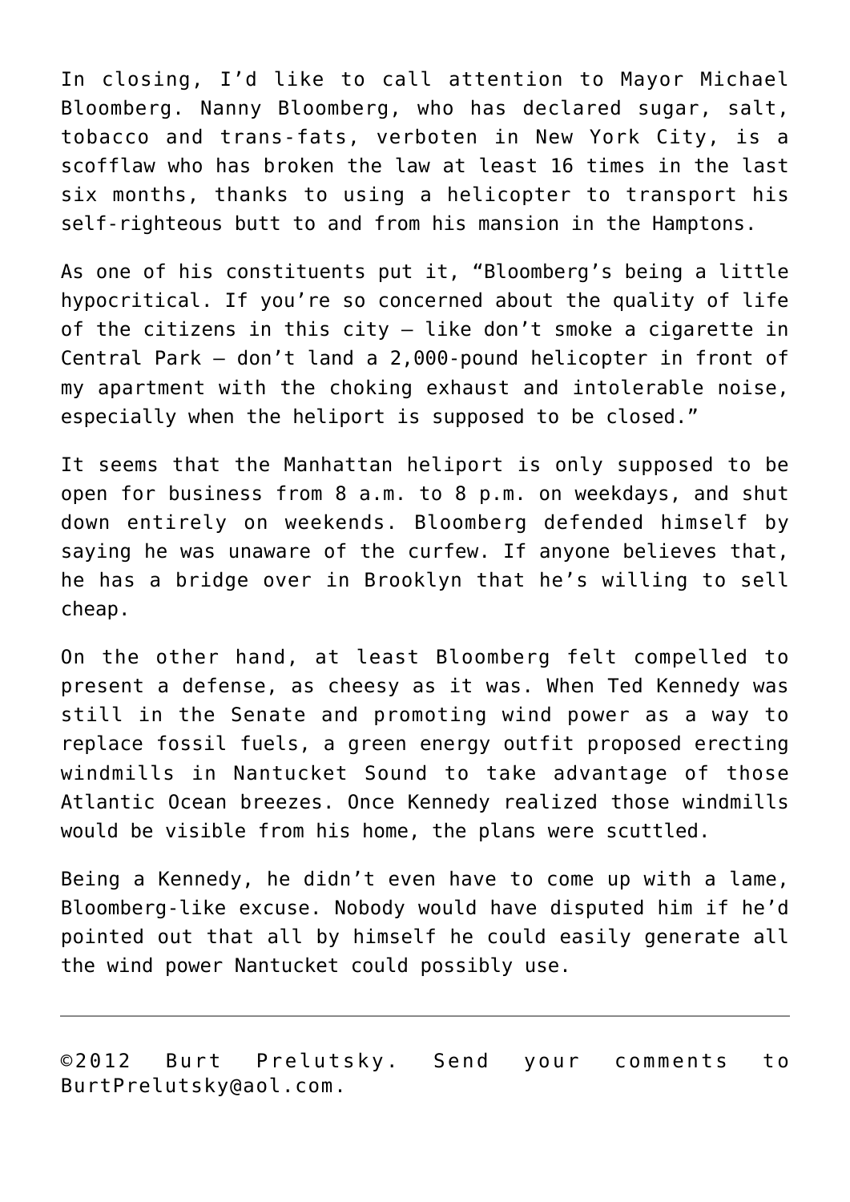In closing, I'd like to call attention to Mayor Michael Bloomberg. Nanny Bloomberg, who has declared sugar, salt, tobacco and trans-fats, verboten in New York City, is a scofflaw who has broken the law at least 16 times in the last six months, thanks to using a helicopter to transport his self-righteous butt to and from his mansion in the Hamptons.

As one of his constituents put it, "Bloomberg's being a little hypocritical. If you're so concerned about the quality of life of the citizens in this city – like don't smoke a cigarette in Central Park – don't land a 2,000-pound helicopter in front of my apartment with the choking exhaust and intolerable noise, especially when the heliport is supposed to be closed."

It seems that the Manhattan heliport is only supposed to be open for business from 8 a.m. to 8 p.m. on weekdays, and shut down entirely on weekends. Bloomberg defended himself by saying he was unaware of the curfew. If anyone believes that, he has a bridge over in Brooklyn that he's willing to sell cheap.

On the other hand, at least Bloomberg felt compelled to present a defense, as cheesy as it was. When Ted Kennedy was still in the Senate and promoting wind power as a way to replace fossil fuels, a green energy outfit proposed erecting windmills in Nantucket Sound to take advantage of those Atlantic Ocean breezes. Once Kennedy realized those windmills would be visible from his home, the plans were scuttled.

Being a Kennedy, he didn't even have to come up with a lame, Bloomberg-like excuse. Nobody would have disputed him if he'd pointed out that all by himself he could easily generate all the wind power Nantucket could possibly use.

---

©2012 Burt Prelutsky. Send your comments to BurtPrelutsky@aol.com.